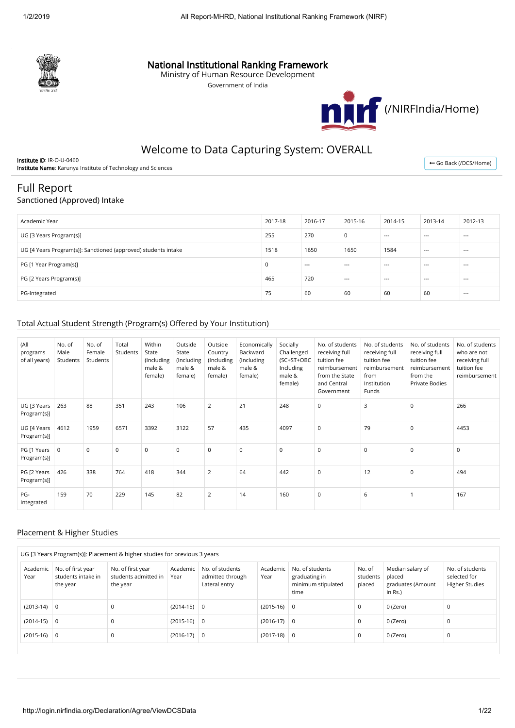# National Institutional Ranking Framework

Ministry of Human Resource Development

Government of India

(/NIRFIndia/Home)

## Welcome to Data Capturing System: OVERALL

**Institute ID**: IR-O-U-0460
**Institute Name**: Karunya Institute of Technology and Sciences

← Go Back (/DCS/Home)

## Full Report

### Sanctioned (Approved) Intake

| Academic Year | 2017-18 | 2016-17 | 2015-16 | 2014-15 | 2013-14 | 2012-13 |
|---|---|---|---|---|---|---|
| UG [3 Years Program(s)] | 255 | 270 | 0 | --- | --- | --- |
| UG [4 Years Program(s)]: Sanctioned (approved) students intake | 1518 | 1650 | 1650 | 1584 | --- | --- |
| PG [1 Year Program(s)] | 0 | --- | --- | --- | --- | --- |
| PG [2 Years Program(s)] | 465 | 720 | --- | --- | --- | --- |
| PG-Integrated | 75 | 60 | 60 | 60 | 60 | --- |

### Total Actual Student Strength (Program(s) Offered by Your Institution)

| (All programs of all years) | No. of Male Students | No. of Female Students | Total Students | Within State (Including male & female) | Outside State (Including male & female) | Outside Country (Including male & female) | Economically Backward (Including male & female) | Socially Challenged (SC+ST+OBC Including male & female) | No. of students receiving full tuition fee reimbursement from the State and Central Government | No. of students receiving full tuition fee reimbursement from Institution Funds | No. of students receiving full tuition fee reimbursement from the Private Bodies | No. of students who are not receiving full tuition fee reimbursement |
|---|---|---|---|---|---|---|---|---|---|---|---|---|
| UG [3 Years Program(s)] | 263 | 88 | 351 | 243 | 106 | 2 | 21 | 248 | 0 | 3 | 0 | 266 |
| UG [4 Years Program(s)] | 4612 | 1959 | 6571 | 3392 | 3122 | 57 | 435 | 4097 | 0 | 79 | 0 | 4453 |
| PG [1 Years Program(s)] | 0 | 0 | 0 | 0 | 0 | 0 | 0 | 0 | 0 | 0 | 0 | 0 |
| PG [2 Years Program(s)] | 426 | 338 | 764 | 418 | 344 | 2 | 64 | 442 | 0 | 12 | 0 | 494 |
| PG-Integrated | 159 | 70 | 229 | 145 | 82 | 2 | 14 | 160 | 0 | 6 | 1 | 167 |

### Placement & Higher Studies

UG [3 Years Program(s)]: Placement & higher studies for previous 3 years

| Academic Year | No. of first year students intake in the year | No. of first year students admitted in the year | Academic Year | No. of students admitted through Lateral entry | Academic Year | No. of students graduating in minimum stipulated time | No. of students placed | Median salary of placed graduates (Amount in Rs.) | No. of students selected for Higher Studies |
|---|---|---|---|---|---|---|---|---|---|
| (2013-14) | 0 | 0 | (2014-15) | 0 | (2015-16) | 0 | 0 | 0 (Zero) | 0 |
| (2014-15) | 0 | 0 | (2015-16) | 0 | (2016-17) | 0 | 0 | 0 (Zero) | 0 |
| (2015-16) | 0 | 0 | (2016-17) | 0 | (2017-18) | 0 | 0 | 0 (Zero) | 0 |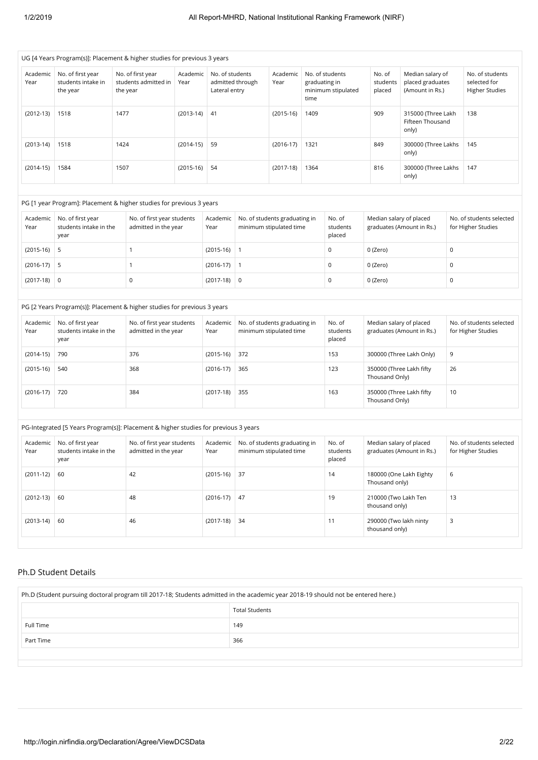UG [4 Years Program(s)]: Placement & higher studies for previous 3 years

| Academic Year | No. of first year students intake in the year | No. of first year students admitted in the year | Academic Year | No. of students admitted through Lateral entry | Academic Year | No. of students graduating in minimum stipulated time | No. of students placed | Median salary of placed graduates (Amount in Rs.) | No. of students selected for Higher Studies |
|---|---|---|---|---|---|---|---|---|---|
| (2012-13) | 1518 | 1477 | (2013-14) | 41 | (2015-16) | 1409 | 909 | 315000 (Three Lakh Fifteen Thousand only) | 138 |
| (2013-14) | 1518 | 1424 | (2014-15) | 59 | (2016-17) | 1321 | 849 | 300000 (Three Lakhs only) | 145 |
| (2014-15) | 1584 | 1507 | (2015-16) | 54 | (2017-18) | 1364 | 816 | 300000 (Three Lakhs only) | 147 |

PG [1 year Program]: Placement & higher studies for previous 3 years

| Academic Year | No. of first year students intake in the year | No. of first year students admitted in the year | Academic Year | No. of students graduating in minimum stipulated time | No. of students placed | Median salary of placed graduates (Amount in Rs.) | No. of students selected for Higher Studies |
|---|---|---|---|---|---|---|---|
| (2015-16) | 5 | 1 | (2015-16) | 1 | 0 | 0 (Zero) | 0 |
| (2016-17) | 5 | 1 | (2016-17) | 1 | 0 | 0 (Zero) | 0 |
| (2017-18) | 0 | 0 | (2017-18) | 0 | 0 | 0 (Zero) | 0 |

PG [2 Years Program(s)]: Placement & higher studies for previous 3 years

| Academic Year | No. of first year students intake in the year | No. of first year students admitted in the year | Academic Year | No. of students graduating in minimum stipulated time | No. of students placed | Median salary of placed graduates (Amount in Rs.) | No. of students selected for Higher Studies |
|---|---|---|---|---|---|---|---|
| (2014-15) | 790 | 376 | (2015-16) | 372 | 153 | 300000 (Three Lakh Only) | 9 |
| (2015-16) | 540 | 368 | (2016-17) | 365 | 123 | 350000 (Three Lakh fifty Thousand Only) | 26 |
| (2016-17) | 720 | 384 | (2017-18) | 355 | 163 | 350000 (Three Lakh fifty Thousand Only) | 10 |

PG-Integrated [5 Years Program(s)]: Placement & higher studies for previous 3 years

| Academic Year | No. of first year students intake in the year | No. of first year students admitted in the year | Academic Year | No. of students graduating in minimum stipulated time | No. of students placed | Median salary of placed graduates (Amount in Rs.) | No. of students selected for Higher Studies |
|---|---|---|---|---|---|---|---|
| (2011-12) | 60 | 42 | (2015-16) | 37 | 14 | 180000 (One Lakh Eighty Thousand only) | 6 |
| (2012-13) | 60 | 48 | (2016-17) | 47 | 19 | 210000 (Two Lakh Ten thousand only) | 13 |
| (2013-14) | 60 | 46 | (2017-18) | 34 | 11 | 290000 (Two lakh ninty thousand only) | 3 |

## Ph.D Student Details

Ph.D (Student pursuing doctoral program till 2017-18; Students admitted in the academic year 2018-19 should not be entered here.)

| | Total Students |
|---|---|
| Full Time | 149 |
| Part Time | 366 |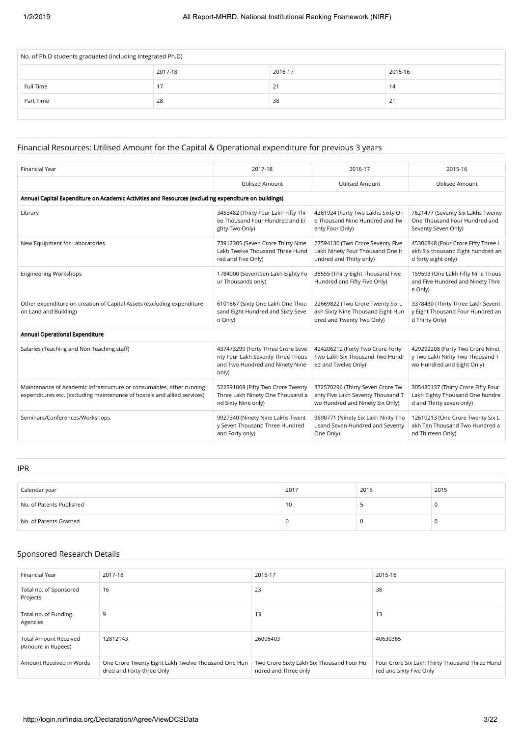| No. of Ph.D students graduated (including Integrated Ph.D) | | | |
|---|---|---|---|
| | 2017-18 | 2016-17 | 2015-16 |
| Full Time | 17 | 21 | 14 |
| Part Time | 28 | 38 | 21 |

## Financial Resources: Utilised Amount for the Capital & Operational expenditure for previous 3 years

| Financial Year | 2017-18 | 2016-17 | 2015-16 |
|---|---|---|---|
| | Utilised Amount | Utilised Amount | Utilised Amount |
| **Annual Capital Expenditure on Academic Activities and Resources (excluding expenditure on buildings)** | | | |
| Library | 3453482 (Thirty Four Lakh Fifty Three Thousand Four Hundred and Eighty Two Only) | 4261924 (Forty Two Lakhs Sixty One Thousand Nine Hundred and Twenty Four Only) | 7621477 (Seventy Six Lakhs Twenty One Thousand Four Hundred and Seventy Seven Only) |
| New Equipment for Laboratories | 73912305 (Seven Crore Thirty Nine Lakh Twelve Thousand Three Hundred and Five Only) | 27594130 (Two Crore Seventy Five Lakh Ninety Four Thousand One Hundred and Thirty only) | 45306848 (Four Crore Fifty Three Lakh Six thousand Eight hundred and forty eight only) |
| Engineering Workshops | 1784000 (Seventeen Lakh Eighty Four Thousands only) | 38555 (Thirty Eight Thousand Five Hundred and Fifty Five Only) | 159593 (One Lakh Fifty Nine Thousand Five Hundred and Ninety Three Only) |
| Other expenditure on creation of Capital Assets (excluding expenditure on Land and Building) | 6101867 (Sixty One Lakh One Thousand Eight Hundred and Sixty Seven Only) | 22669822 (Two Crore Twenty Six Lakh Sixty Nine Thousand Eight Hundred and Twenty Two only) | 3378430 (Thirty Three Lakh Seventy Eight Thousand Four Hundred and Thirty Only) |
| **Annual Operational Expenditure** | | | |
| Salaries (Teaching and Non Teaching staff) | 437473299 (Forty Three Crore Seventy Four Lakh Seventy Three Thousand Two Hundred and Ninety Nine only) | 424206212 (Forty Two Crore Forty Two Lakh Six Thousand Two Hundred and Twelve Only) | 429292208 (Forty Two Crore Ninety Two Lakh Ninty Two Thousand Two Hundred and Eight Only) |
| Maintenance of Academic Infrastructure or consumables, other running expenditures etc. (excluding maintenance of hostels and allied services) | 522391069 (Fifty Two Crore Twenty Three Lakh Ninety One Thousand and Sixty Nine only) | 372570296 (Thirty Seven Crore Twenty Five Lakh Seventy Thousand Two Hundred and Ninety Six only) | 305480137 (Thirty Crore Fifty Four Lakh Eighty Thousand One hundred and Thirty seven only) |
| Seminars/Conferences/Workshops | 9927340 (Ninety Nine Lakhs Twenty Seven Thousand Three Hundred and Forty only) | 9690771 (Ninety Six Lakh Ninty Thousand Seven Hundred and Seventy One Only) | 12610213 (One Crore Twenty Six Lakh Ten Thousand Two Hundred and Thirteen Only) |

## IPR

| Calendar year | 2017 | 2016 | 2015 |
|---|---|---|---|
| No. of Patents Published | 10 | 5 | 0 |
| No. of Patents Granted | 0 | 0 | 0 |

## Sponsored Research Details

| Financial Year | 2017-18 | 2016-17 | 2015-16 |
|---|---|---|---|
| Total no. of Sponsored Projects | 16 | 23 | 38 |
| Total no. of Funding Agencies | 9 | 13 | 13 |
| Total Amount Received (Amount in Rupees) | 12812143 | 26006403 | 40630365 |
| Amount Received in Words | One Crore Twenty Eight Lakh Twelve Thousand One Hundred and Forty three Only | Two Crore Sixty Lakh Six Thousand Four Hundred and Three only | Four Crore Six Lakh Thirty Thousand Three Hundred and Sixty Five Only |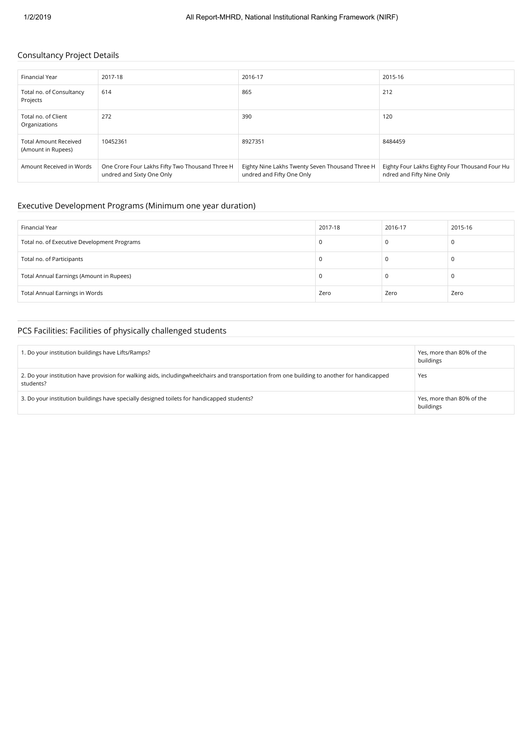## Consultancy Project Details

| Financial Year | 2017-18 | 2016-17 | 2015-16 |
|---|---|---|---|
| Total no. of Consultancy Projects | 614 | 865 | 212 |
| Total no. of Client Organizations | 272 | 390 | 120 |
| Total Amount Received (Amount in Rupees) | 10452361 | 8927351 | 8484459 |
| Amount Received in Words | One Crore Four Lakhs Fifty Two Thousand Three Hundred and Sixty One Only | Eighty Nine Lakhs Twenty Seven Thousand Three Hundred and Fifty One Only | Eighty Four Lakhs Eighty Four Thousand Four Hundred and Fifty Nine Only |

## Executive Development Programs (Minimum one year duration)

| Financial Year | 2017-18 | 2016-17 | 2015-16 |
|---|---|---|---|
| Total no. of Executive Development Programs | 0 | 0 | 0 |
| Total no. of Participants | 0 | 0 | 0 |
| Total Annual Earnings (Amount in Rupees) | 0 | 0 | 0 |
| Total Annual Earnings in Words | Zero | Zero | Zero |

## PCS Facilities: Facilities of physically challenged students

| | |
|---|---|
| 1. Do your institution buildings have Lifts/Ramps? | Yes, more than 80% of the buildings |
| 2. Do your institution have provision for walking aids, includingwheelchairs and transportation from one building to another for handicapped students? | Yes |
| 3. Do your institution buildings have specially designed toilets for handicapped students? | Yes, more than 80% of the buildings |